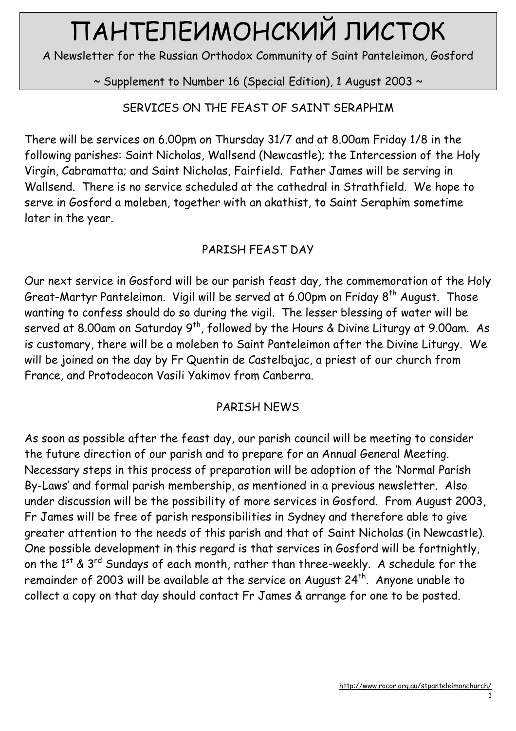# ПАНТЕЛЕИМОНСКИЙ ЛИСТОК

A Newsletter for the Russian Orthodox Community of Saint Panteleimon, Gosford

~ Supplement to Number 16 (Special Edition), 1 August 2003 ~

## SERVICES ON THE FEAST OF SAINT SERAPHIM

There will be services on 6.00pm on Thursday 31/7 and at 8.00am Friday 1/8 in the following parishes: Saint Nicholas, Wallsend (Newcastle); the Intercession of the Holy Virgin, Cabramatta; and Saint Nicholas, Fairfield. Father James will be serving in Wallsend. There is no service scheduled at the cathedral in Strathfield. We hope to serve in Gosford a moleben, together with an akathist, to Saint Seraphim sometime later in the year.

## PARISH FEAST DAY

Our next service in Gosford will be our parish feast day, the commemoration of the Holy Great-Martyr Panteleimon. Vigil will be served at 6.00pm on Friday 8th August. Those wanting to confess should do so during the vigil. The lesser blessing of water will be served at 8.00am on Saturday 9th, followed by the Hours & Divine Liturgy at 9.00am. As is customary, there will be a moleben to Saint Panteleimon after the Divine Liturgy. We will be joined on the day by Fr Quentin de Castelbajac, a priest of our church from France, and Protodeacon Vasili Yakimov from Canberra.

## PARISH NEWS

As soon as possible after the feast day, our parish council will be meeting to consider the future direction of our parish and to prepare for an Annual General Meeting. Necessary steps in this process of preparation will be adoption of the 'Normal Parish By-Laws' and formal parish membership, as mentioned in a previous newsletter. Also under discussion will be the possibility of more services in Gosford. From August 2003, Fr James will be free of parish responsibilities in Sydney and therefore able to give greater attention to the needs of this parish and that of Saint Nicholas (in Newcastle). One possible development in this regard is that services in Gosford will be fortnightly, on the 1st & 3rd Sundays of each month, rather than three-weekly. A schedule for the remainder of 2003 will be available at the service on August 24th. Anyone unable to collect a copy on that day should contact Fr James & arrange for one to be posted.

http://www.rocor.org.au/stpanteleimonchurch/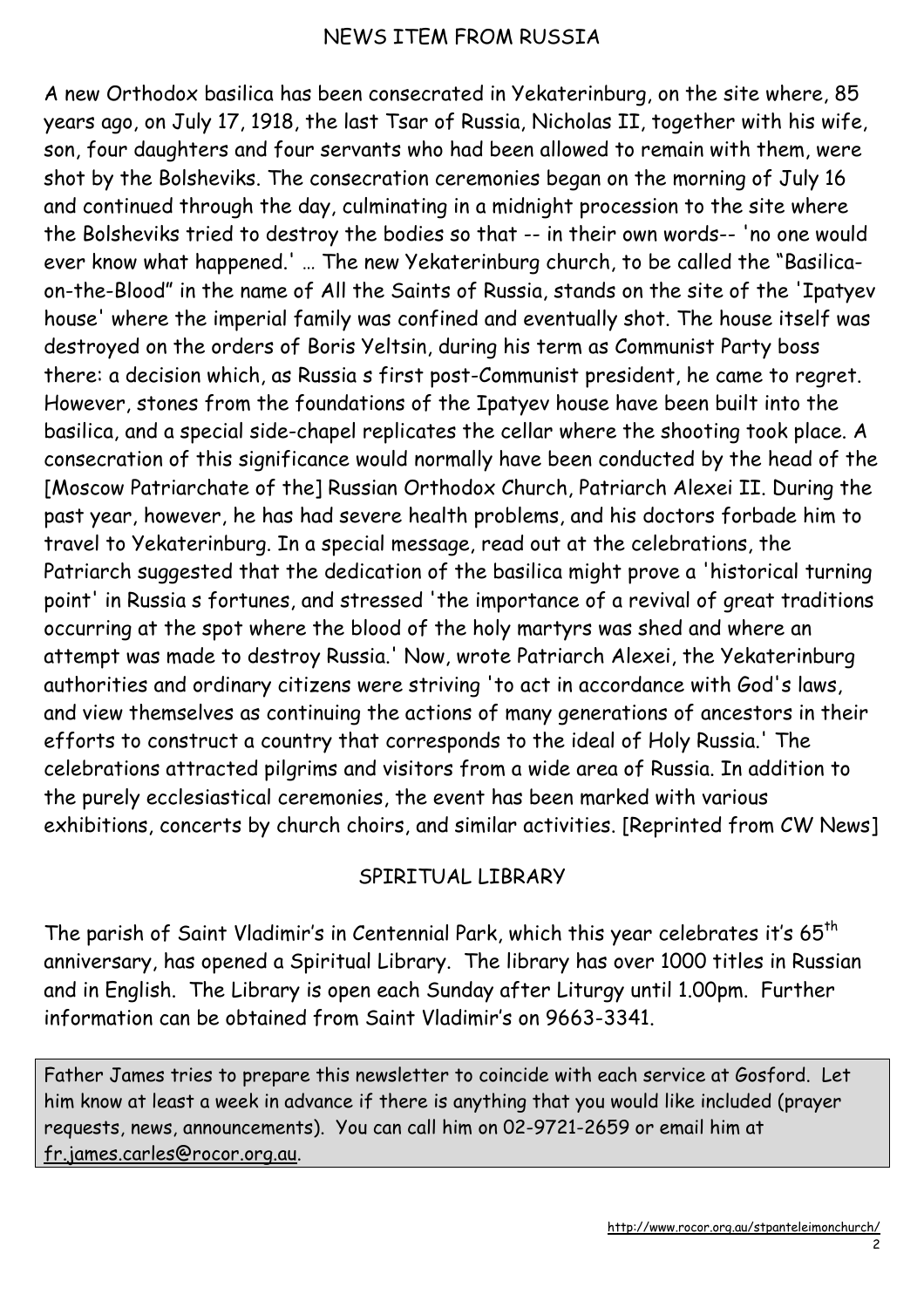## NEWS ITEM FROM RUSSIA

A new Orthodox basilica has been consecrated in Yekaterinburg, on the site where, 85 years ago, on July 17, 1918, the last Tsar of Russia, Nicholas II, together with his wife, son, four daughters and four servants who had been allowed to remain with them, were shot by the Bolsheviks. The consecration ceremonies began on the morning of July 16 and continued through the day, culminating in a midnight procession to the site where the Bolsheviks tried to destroy the bodies so that -- in their own words-- 'no one would ever know what happened.' … The new Yekaterinburg church, to be called the "Basilica-on-the-Blood" in the name of All the Saints of Russia, stands on the site of the 'Ipatyev house' where the imperial family was confined and eventually shot. The house itself was destroyed on the orders of Boris Yeltsin, during his term as Communist Party boss there: a decision which, as Russia s first post-Communist president, he came to regret. However, stones from the foundations of the Ipatyev house have been built into the basilica, and a special side-chapel replicates the cellar where the shooting took place. A consecration of this significance would normally have been conducted by the head of the [Moscow Patriarchate of the] Russian Orthodox Church, Patriarch Alexei II. During the past year, however, he has had severe health problems, and his doctors forbade him to travel to Yekaterinburg. In a special message, read out at the celebrations, the Patriarch suggested that the dedication of the basilica might prove a 'historical turning point' in Russia s fortunes, and stressed 'the importance of a revival of great traditions occurring at the spot where the blood of the holy martyrs was shed and where an attempt was made to destroy Russia.' Now, wrote Patriarch Alexei, the Yekaterinburg authorities and ordinary citizens were striving 'to act in accordance with God's laws, and view themselves as continuing the actions of many generations of ancestors in their efforts to construct a country that corresponds to the ideal of Holy Russia.' The celebrations attracted pilgrims and visitors from a wide area of Russia. In addition to the purely ecclesiastical ceremonies, the event has been marked with various exhibitions, concerts by church choirs, and similar activities. [Reprinted from CW News]

## SPIRITUAL LIBRARY

The parish of Saint Vladimir's in Centennial Park, which this year celebrates it's 65th anniversary, has opened a Spiritual Library. The library has over 1000 titles in Russian and in English. The Library is open each Sunday after Liturgy until 1.00pm. Further information can be obtained from Saint Vladimir's on 9663-3341.

Father James tries to prepare this newsletter to coincide with each service at Gosford. Let him know at least a week in advance if there is anything that you would like included (prayer requests, news, announcements). You can call him on 02-9721-2659 or email him at fr.james.carles@rocor.org.au.

http://www.rocor.org.au/stpanteleimonchurch/